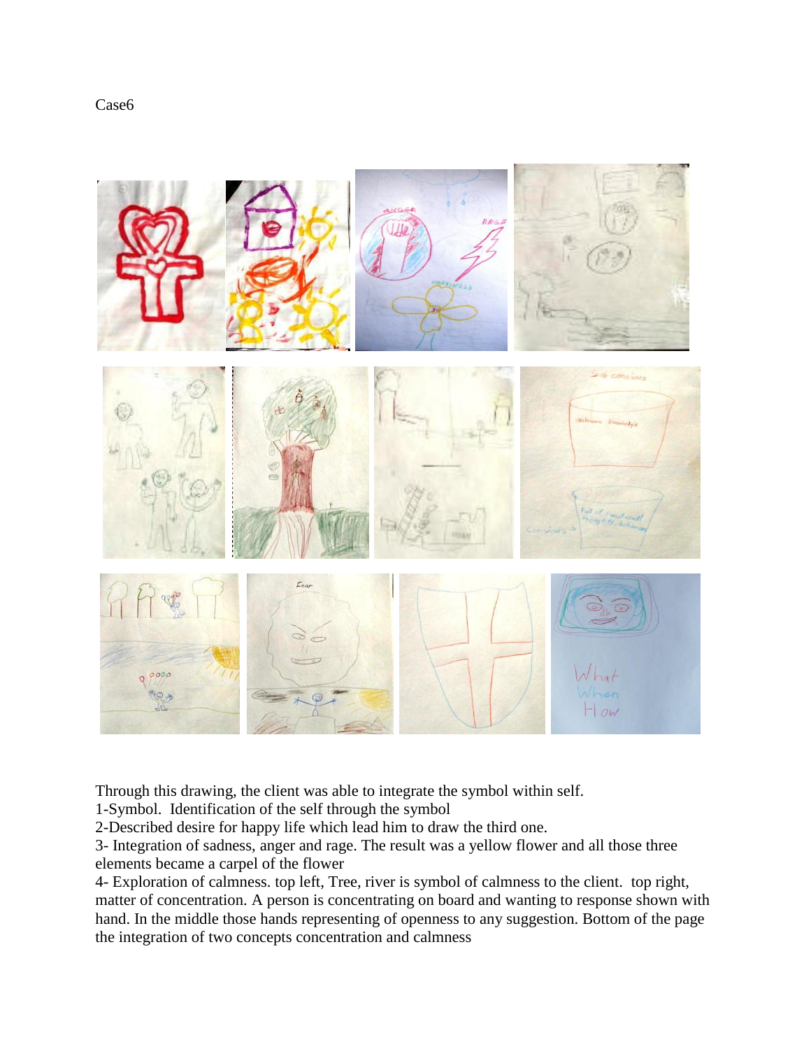Case6

Through this drawing, the client was able to integrate the symbol within self.

1-Symbol. Identification of the self through the symbol

2-Described desire for happy life which lead him to draw the third one.

3- Integration of sadness, anger and rage. The result was a yellow flower and all those three elements became a carpel of the flower

4- Exploration of calmness. top left, Tree, river is symbol of calmness to the client. top right, matter of concentration. A person is concentrating on board and wanting to response shown with hand. In the middle those hands representing of openness to any suggestion. Bottom of the page the integration of two concepts concentration and calmness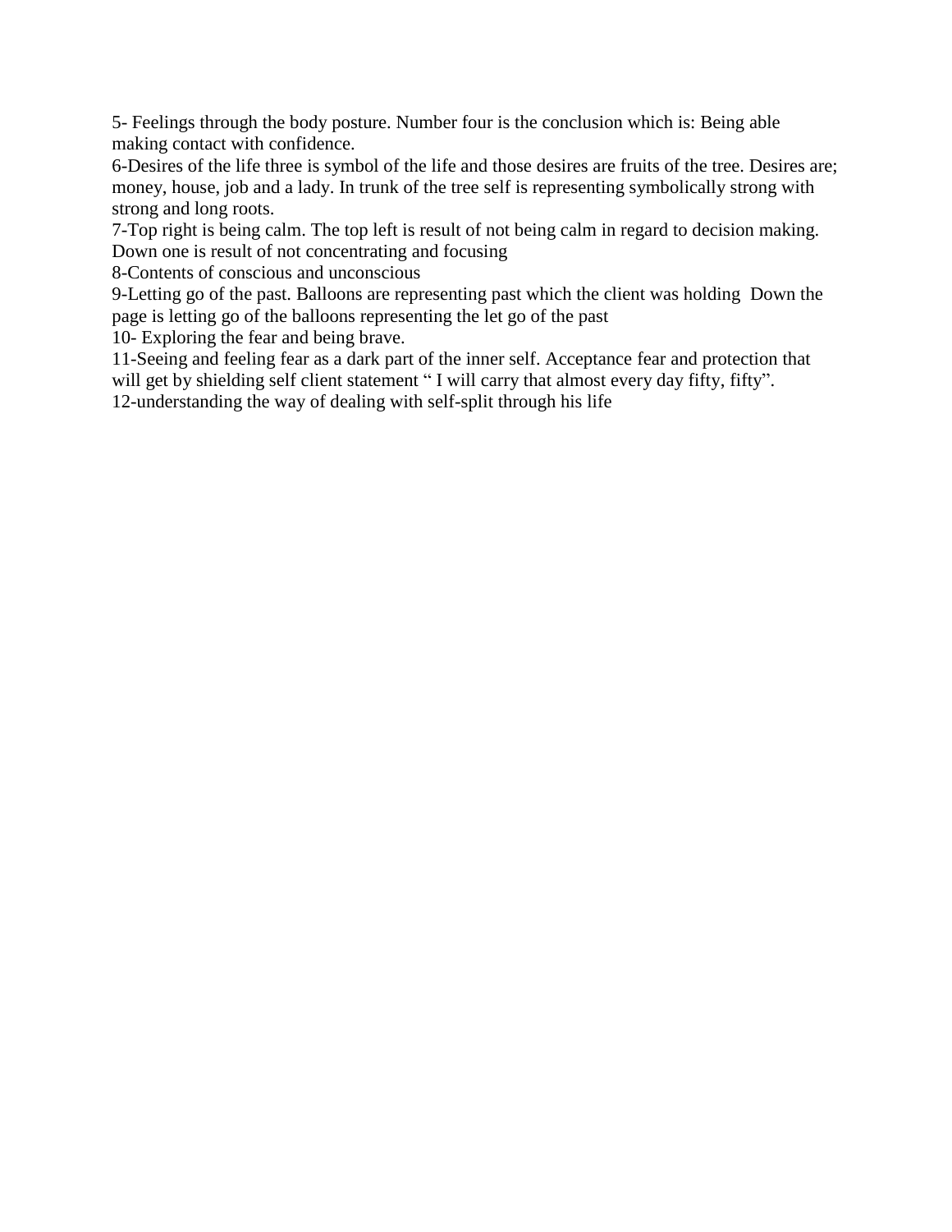5- Feelings through the body posture. Number four is the conclusion which is: Being able making contact with confidence.

6-Desires of the life three is symbol of the life and those desires are fruits of the tree. Desires are; money, house, job and a lady. In trunk of the tree self is representing symbolically strong with strong and long roots.

7-Top right is being calm. The top left is result of not being calm in regard to decision making. Down one is result of not concentrating and focusing

8-Contents of conscious and unconscious

9-Letting go of the past. Balloons are representing past which the client was holding Down the page is letting go of the balloons representing the let go of the past

10- Exploring the fear and being brave.

11-Seeing and feeling fear as a dark part of the inner self. Acceptance fear and protection that will get by shielding self client statement " I will carry that almost every day fifty, fifty".

12-understanding the way of dealing with self-split through his life